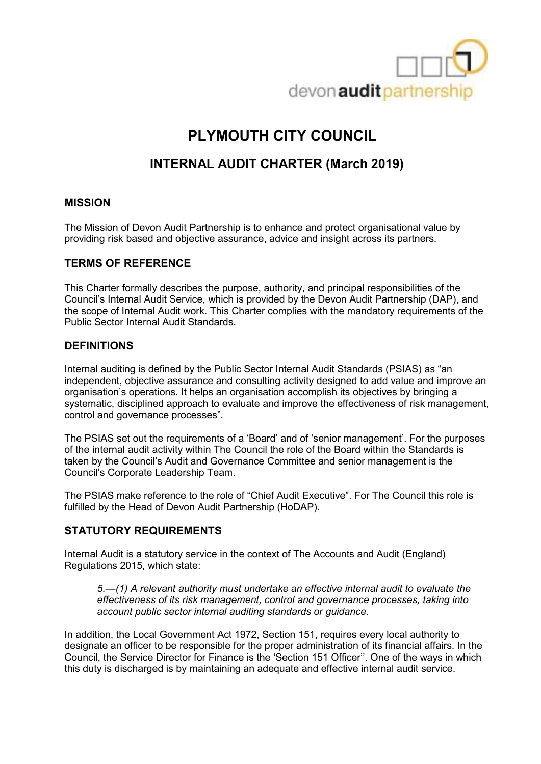# PLYMOUTH CITY COUNCIL

## INTERNAL AUDIT CHARTER (March 2019)

### MISSION

The Mission of Devon Audit Partnership is to enhance and protect organisational value by providing risk based and objective assurance, advice and insight across its partners.

### TERMS OF REFERENCE

This Charter formally describes the purpose, authority, and principal responsibilities of the Council's Internal Audit Service, which is provided by the Devon Audit Partnership (DAP), and the scope of Internal Audit work. This Charter complies with the mandatory requirements of the Public Sector Internal Audit Standards.

### DEFINITIONS

Internal auditing is defined by the Public Sector Internal Audit Standards (PSIAS) as "an independent, objective assurance and consulting activity designed to add value and improve an organisation's operations. It helps an organisation accomplish its objectives by bringing a systematic, disciplined approach to evaluate and improve the effectiveness of risk management, control and governance processes".

The PSIAS set out the requirements of a 'Board' and of 'senior management'. For the purposes of the internal audit activity within The Council the role of the Board within the Standards is taken by the Council's Audit and Governance Committee and senior management is the Council's Corporate Leadership Team.

The PSIAS make reference to the role of "Chief Audit Executive". For The Council this role is fulfilled by the Head of Devon Audit Partnership (HoDAP).

### STATUTORY REQUIREMENTS

Internal Audit is a statutory service in the context of The Accounts and Audit (England) Regulations 2015, which state:

> *5.—(1) A relevant authority must undertake an effective internal audit to evaluate the effectiveness of its risk management, control and governance processes, taking into account public sector internal auditing standards or guidance.*

In addition, the Local Government Act 1972, Section 151, requires every local authority to designate an officer to be responsible for the proper administration of its financial affairs. In the Council, the Service Director for Finance is the 'Section 151 Officer''. One of the ways in which this duty is discharged is by maintaining an adequate and effective internal audit service.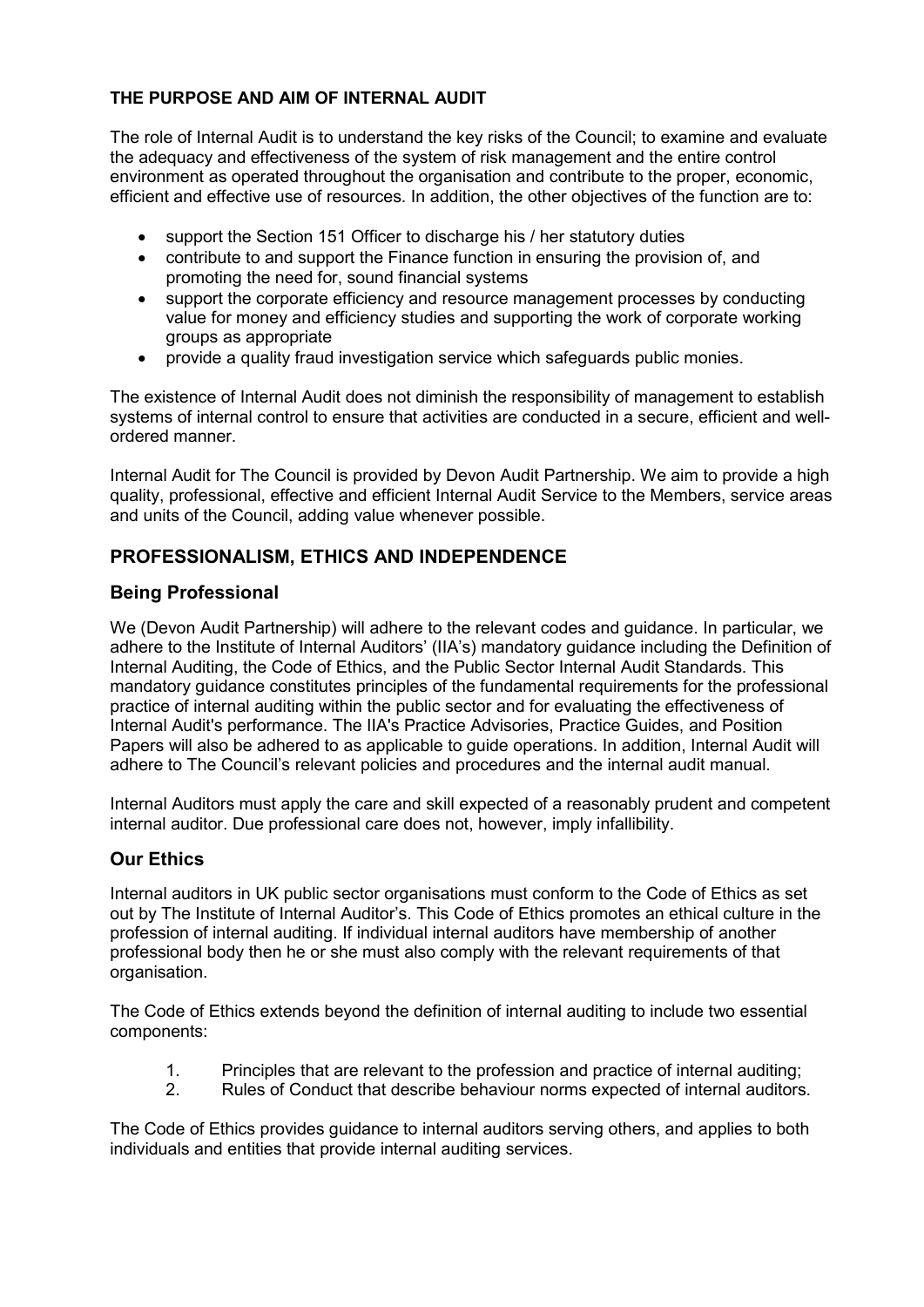## THE PURPOSE AND AIM OF INTERNAL AUDIT

The role of Internal Audit is to understand the key risks of the Council; to examine and evaluate the adequacy and effectiveness of the system of risk management and the entire control environment as operated throughout the organisation and contribute to the proper, economic, efficient and effective use of resources. In addition, the other objectives of the function are to:

- support the Section 151 Officer to discharge his / her statutory duties
- contribute to and support the Finance function in ensuring the provision of, and promoting the need for, sound financial systems
- support the corporate efficiency and resource management processes by conducting value for money and efficiency studies and supporting the work of corporate working groups as appropriate
- provide a quality fraud investigation service which safeguards public monies.

The existence of Internal Audit does not diminish the responsibility of management to establish systems of internal control to ensure that activities are conducted in a secure, efficient and well-ordered manner.

Internal Audit for The Council is provided by Devon Audit Partnership. We aim to provide a high quality, professional, effective and efficient Internal Audit Service to the Members, service areas and units of the Council, adding value whenever possible.

## PROFESSIONALISM, ETHICS AND INDEPENDENCE

### Being Professional

We (Devon Audit Partnership) will adhere to the relevant codes and guidance. In particular, we adhere to the Institute of Internal Auditors' (IIA's) mandatory guidance including the Definition of Internal Auditing, the Code of Ethics, and the Public Sector Internal Audit Standards. This mandatory guidance constitutes principles of the fundamental requirements for the professional practice of internal auditing within the public sector and for evaluating the effectiveness of Internal Audit's performance. The IIA's Practice Advisories, Practice Guides, and Position Papers will also be adhered to as applicable to guide operations. In addition, Internal Audit will adhere to The Council's relevant policies and procedures and the internal audit manual.

Internal Auditors must apply the care and skill expected of a reasonably prudent and competent internal auditor. Due professional care does not, however, imply infallibility.

### Our Ethics

Internal auditors in UK public sector organisations must conform to the Code of Ethics as set out by The Institute of Internal Auditor's. This Code of Ethics promotes an ethical culture in the profession of internal auditing. If individual internal auditors have membership of another professional body then he or she must also comply with the relevant requirements of that organisation.

The Code of Ethics extends beyond the definition of internal auditing to include two essential components:

1. Principles that are relevant to the profession and practice of internal auditing;
2. Rules of Conduct that describe behaviour norms expected of internal auditors.

The Code of Ethics provides guidance to internal auditors serving others, and applies to both individuals and entities that provide internal auditing services.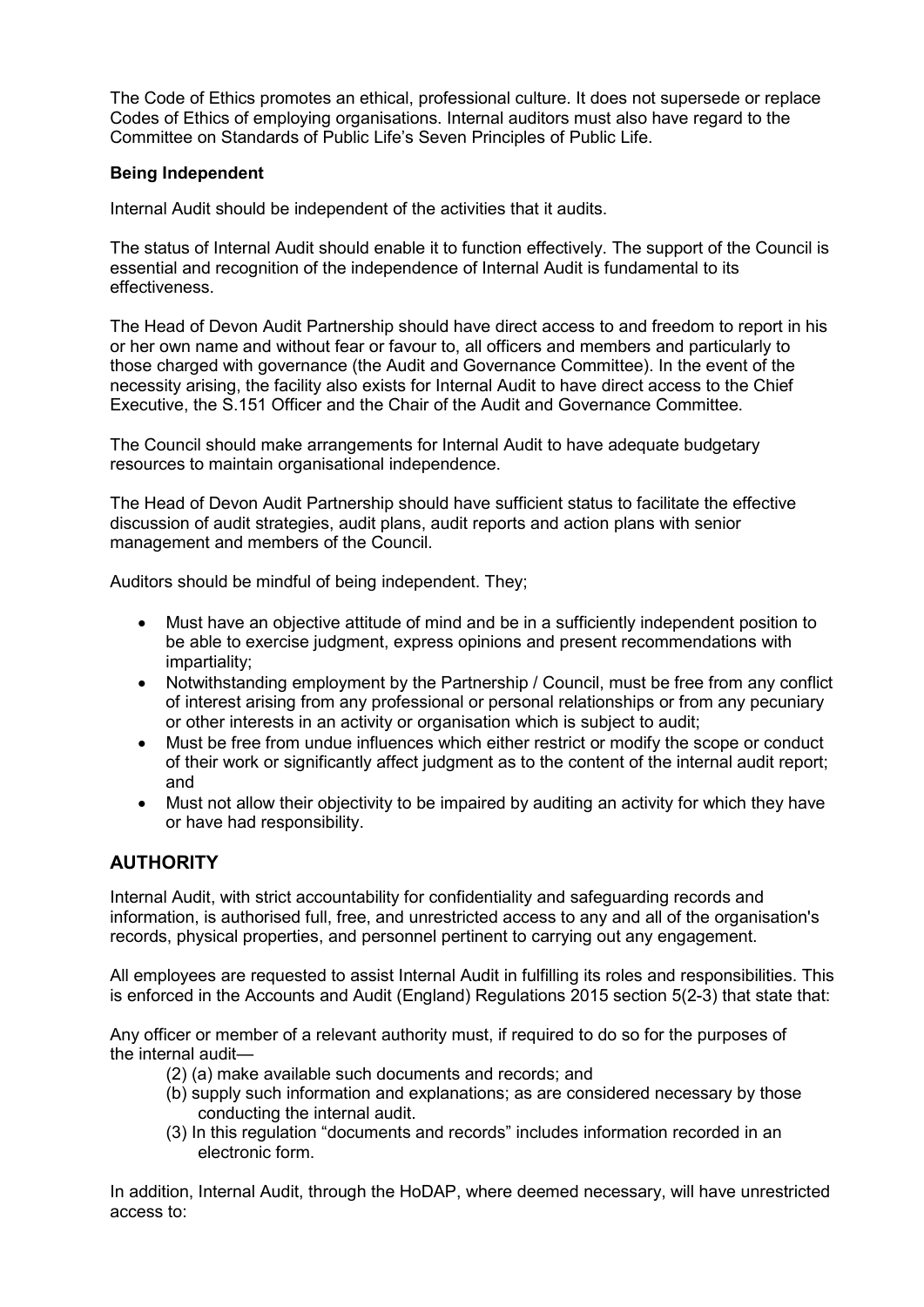The Code of Ethics promotes an ethical, professional culture. It does not supersede or replace Codes of Ethics of employing organisations. Internal auditors must also have regard to the Committee on Standards of Public Life's Seven Principles of Public Life.

**Being Independent**

Internal Audit should be independent of the activities that it audits.

The status of Internal Audit should enable it to function effectively. The support of the Council is essential and recognition of the independence of Internal Audit is fundamental to its effectiveness.

The Head of Devon Audit Partnership should have direct access to and freedom to report in his or her own name and without fear or favour to, all officers and members and particularly to those charged with governance (the Audit and Governance Committee). In the event of the necessity arising, the facility also exists for Internal Audit to have direct access to the Chief Executive, the S.151 Officer and the Chair of the Audit and Governance Committee.

The Council should make arrangements for Internal Audit to have adequate budgetary resources to maintain organisational independence.

The Head of Devon Audit Partnership should have sufficient status to facilitate the effective discussion of audit strategies, audit plans, audit reports and action plans with senior management and members of the Council.

Auditors should be mindful of being independent. They;

- Must have an objective attitude of mind and be in a sufficiently independent position to be able to exercise judgment, express opinions and present recommendations with impartiality;
- Notwithstanding employment by the Partnership / Council, must be free from any conflict of interest arising from any professional or personal relationships or from any pecuniary or other interests in an activity or organisation which is subject to audit;
- Must be free from undue influences which either restrict or modify the scope or conduct of their work or significantly affect judgment as to the content of the internal audit report; and
- Must not allow their objectivity to be impaired by auditing an activity for which they have or have had responsibility.

## AUTHORITY

Internal Audit, with strict accountability for confidentiality and safeguarding records and information, is authorised full, free, and unrestricted access to any and all of the organisation's records, physical properties, and personnel pertinent to carrying out any engagement.

All employees are requested to assist Internal Audit in fulfilling its roles and responsibilities. This is enforced in the Accounts and Audit (England) Regulations 2015 section 5(2-3) that state that:

Any officer or member of a relevant authority must, if required to do so for the purposes of the internal audit—

(2) (a) make available such documents and records; and

(b) supply such information and explanations; as are considered necessary by those conducting the internal audit.

(3) In this regulation "documents and records" includes information recorded in an electronic form.

In addition, Internal Audit, through the HoDAP, where deemed necessary, will have unrestricted access to: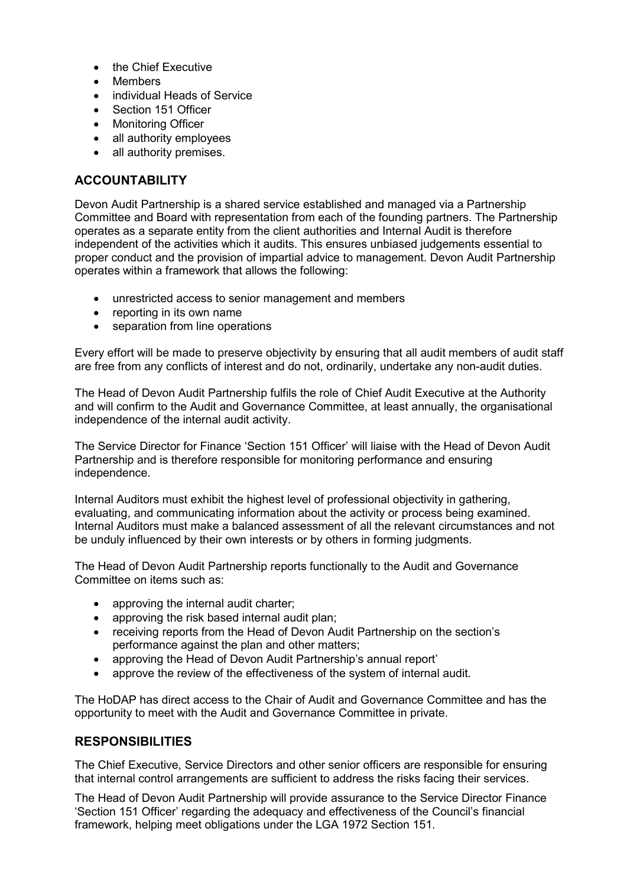- the Chief Executive
- Members
- individual Heads of Service
- Section 151 Officer
- Monitoring Officer
- all authority employees
- all authority premises.

## ACCOUNTABILITY

Devon Audit Partnership is a shared service established and managed via a Partnership Committee and Board with representation from each of the founding partners. The Partnership operates as a separate entity from the client authorities and Internal Audit is therefore independent of the activities which it audits. This ensures unbiased judgements essential to proper conduct and the provision of impartial advice to management. Devon Audit Partnership operates within a framework that allows the following:

- unrestricted access to senior management and members
- reporting in its own name
- separation from line operations

Every effort will be made to preserve objectivity by ensuring that all audit members of audit staff are free from any conflicts of interest and do not, ordinarily, undertake any non-audit duties.

The Head of Devon Audit Partnership fulfils the role of Chief Audit Executive at the Authority and will confirm to the Audit and Governance Committee, at least annually, the organisational independence of the internal audit activity.

The Service Director for Finance 'Section 151 Officer' will liaise with the Head of Devon Audit Partnership and is therefore responsible for monitoring performance and ensuring independence.

Internal Auditors must exhibit the highest level of professional objectivity in gathering, evaluating, and communicating information about the activity or process being examined. Internal Auditors must make a balanced assessment of all the relevant circumstances and not be unduly influenced by their own interests or by others in forming judgments.

The Head of Devon Audit Partnership reports functionally to the Audit and Governance Committee on items such as:

- approving the internal audit charter;
- approving the risk based internal audit plan;
- receiving reports from the Head of Devon Audit Partnership on the section's performance against the plan and other matters;
- approving the Head of Devon Audit Partnership's annual report'
- approve the review of the effectiveness of the system of internal audit.

The HoDAP has direct access to the Chair of Audit and Governance Committee and has the opportunity to meet with the Audit and Governance Committee in private.

## RESPONSIBILITIES

The Chief Executive, Service Directors and other senior officers are responsible for ensuring that internal control arrangements are sufficient to address the risks facing their services.

The Head of Devon Audit Partnership will provide assurance to the Service Director Finance 'Section 151 Officer' regarding the adequacy and effectiveness of the Council's financial framework, helping meet obligations under the LGA 1972 Section 151.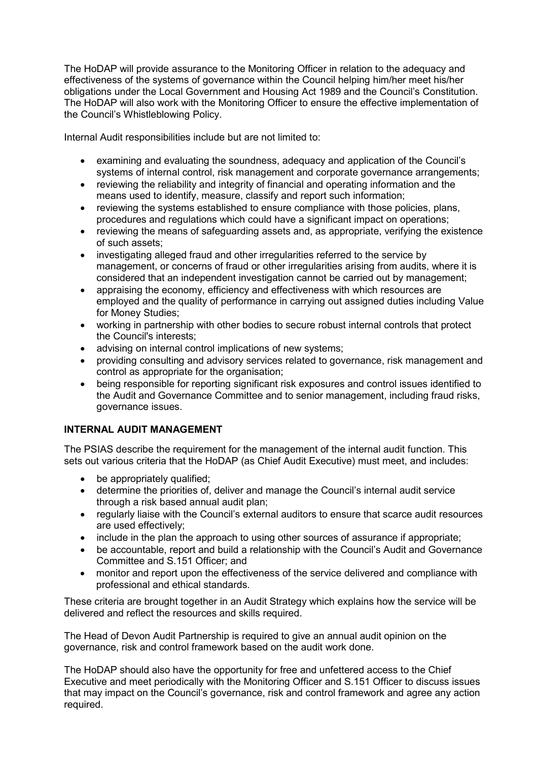The HoDAP will provide assurance to the Monitoring Officer in relation to the adequacy and effectiveness of the systems of governance within the Council helping him/her meet his/her obligations under the Local Government and Housing Act 1989 and the Council's Constitution. The HoDAP will also work with the Monitoring Officer to ensure the effective implementation of the Council's Whistleblowing Policy.

Internal Audit responsibilities include but are not limited to:

- examining and evaluating the soundness, adequacy and application of the Council's systems of internal control, risk management and corporate governance arrangements;
- reviewing the reliability and integrity of financial and operating information and the means used to identify, measure, classify and report such information;
- reviewing the systems established to ensure compliance with those policies, plans, procedures and regulations which could have a significant impact on operations;
- reviewing the means of safeguarding assets and, as appropriate, verifying the existence of such assets;
- investigating alleged fraud and other irregularities referred to the service by management, or concerns of fraud or other irregularities arising from audits, where it is considered that an independent investigation cannot be carried out by management;
- appraising the economy, efficiency and effectiveness with which resources are employed and the quality of performance in carrying out assigned duties including Value for Money Studies;
- working in partnership with other bodies to secure robust internal controls that protect the Council's interests;
- advising on internal control implications of new systems;
- providing consulting and advisory services related to governance, risk management and control as appropriate for the organisation;
- being responsible for reporting significant risk exposures and control issues identified to the Audit and Governance Committee and to senior management, including fraud risks, governance issues.

**INTERNAL AUDIT MANAGEMENT**

The PSIAS describe the requirement for the management of the internal audit function. This sets out various criteria that the HoDAP (as Chief Audit Executive) must meet, and includes:

- be appropriately qualified;
- determine the priorities of, deliver and manage the Council's internal audit service through a risk based annual audit plan;
- regularly liaise with the Council's external auditors to ensure that scarce audit resources are used effectively;
- include in the plan the approach to using other sources of assurance if appropriate;
- be accountable, report and build a relationship with the Council's Audit and Governance Committee and S.151 Officer; and
- monitor and report upon the effectiveness of the service delivered and compliance with professional and ethical standards.

These criteria are brought together in an Audit Strategy which explains how the service will be delivered and reflect the resources and skills required.

The Head of Devon Audit Partnership is required to give an annual audit opinion on the governance, risk and control framework based on the audit work done.

The HoDAP should also have the opportunity for free and unfettered access to the Chief Executive and meet periodically with the Monitoring Officer and S.151 Officer to discuss issues that may impact on the Council's governance, risk and control framework and agree any action required.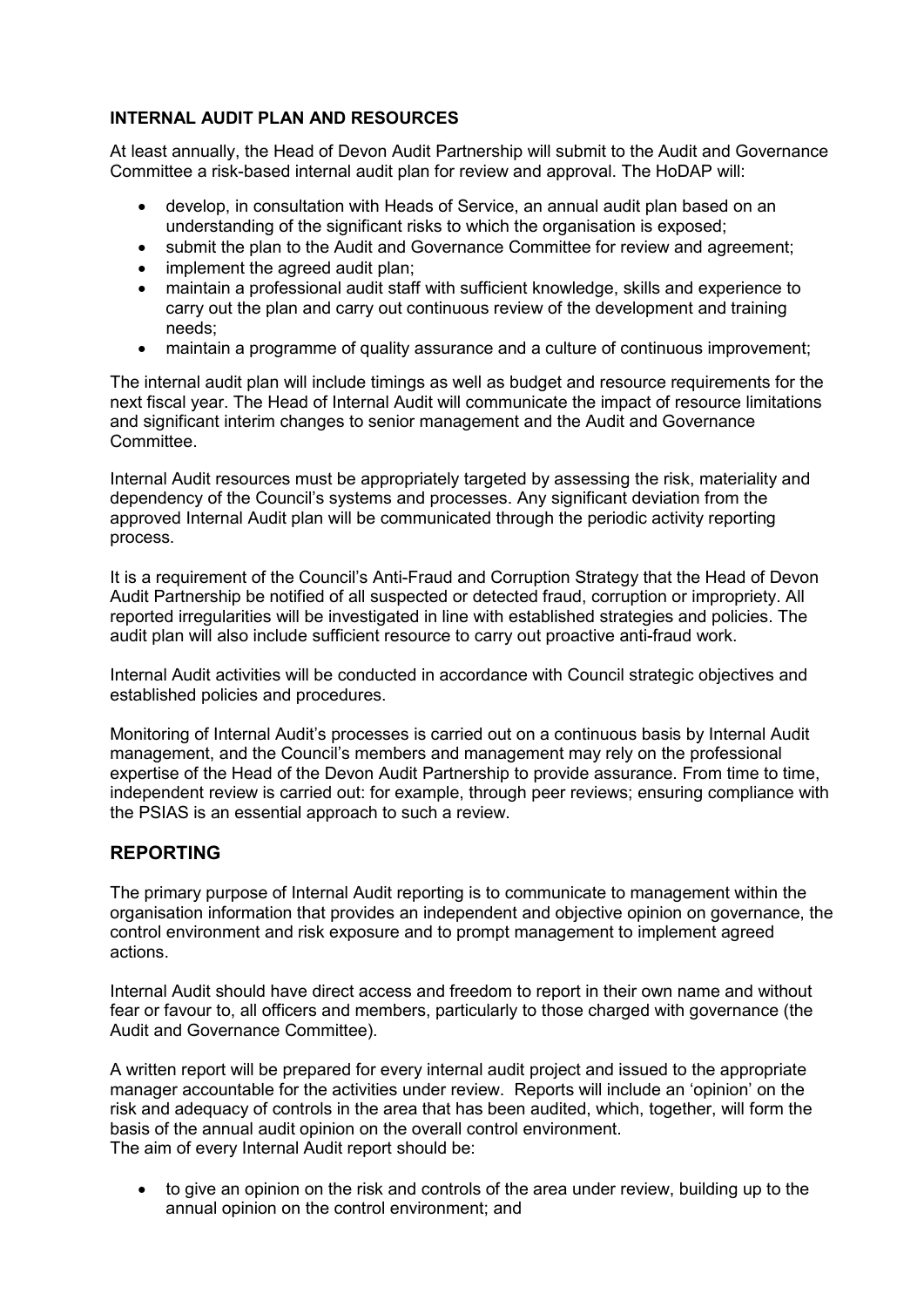### INTERNAL AUDIT PLAN AND RESOURCES

At least annually, the Head of Devon Audit Partnership will submit to the Audit and Governance Committee a risk-based internal audit plan for review and approval. The HoDAP will:

- develop, in consultation with Heads of Service, an annual audit plan based on an understanding of the significant risks to which the organisation is exposed;
- submit the plan to the Audit and Governance Committee for review and agreement;
- implement the agreed audit plan;
- maintain a professional audit staff with sufficient knowledge, skills and experience to carry out the plan and carry out continuous review of the development and training needs;
- maintain a programme of quality assurance and a culture of continuous improvement;

The internal audit plan will include timings as well as budget and resource requirements for the next fiscal year. The Head of Internal Audit will communicate the impact of resource limitations and significant interim changes to senior management and the Audit and Governance Committee.

Internal Audit resources must be appropriately targeted by assessing the risk, materiality and dependency of the Council's systems and processes. Any significant deviation from the approved Internal Audit plan will be communicated through the periodic activity reporting process.

It is a requirement of the Council's Anti-Fraud and Corruption Strategy that the Head of Devon Audit Partnership be notified of all suspected or detected fraud, corruption or impropriety. All reported irregularities will be investigated in line with established strategies and policies. The audit plan will also include sufficient resource to carry out proactive anti-fraud work.

Internal Audit activities will be conducted in accordance with Council strategic objectives and established policies and procedures.

Monitoring of Internal Audit's processes is carried out on a continuous basis by Internal Audit management, and the Council's members and management may rely on the professional expertise of the Head of the Devon Audit Partnership to provide assurance. From time to time, independent review is carried out: for example, through peer reviews; ensuring compliance with the PSIAS is an essential approach to such a review.

## REPORTING

The primary purpose of Internal Audit reporting is to communicate to management within the organisation information that provides an independent and objective opinion on governance, the control environment and risk exposure and to prompt management to implement agreed actions.

Internal Audit should have direct access and freedom to report in their own name and without fear or favour to, all officers and members, particularly to those charged with governance (the Audit and Governance Committee).

A written report will be prepared for every internal audit project and issued to the appropriate manager accountable for the activities under review. Reports will include an 'opinion' on the risk and adequacy of controls in the area that has been audited, which, together, will form the basis of the annual audit opinion on the overall control environment.
The aim of every Internal Audit report should be:

- to give an opinion on the risk and controls of the area under review, building up to the annual opinion on the control environment; and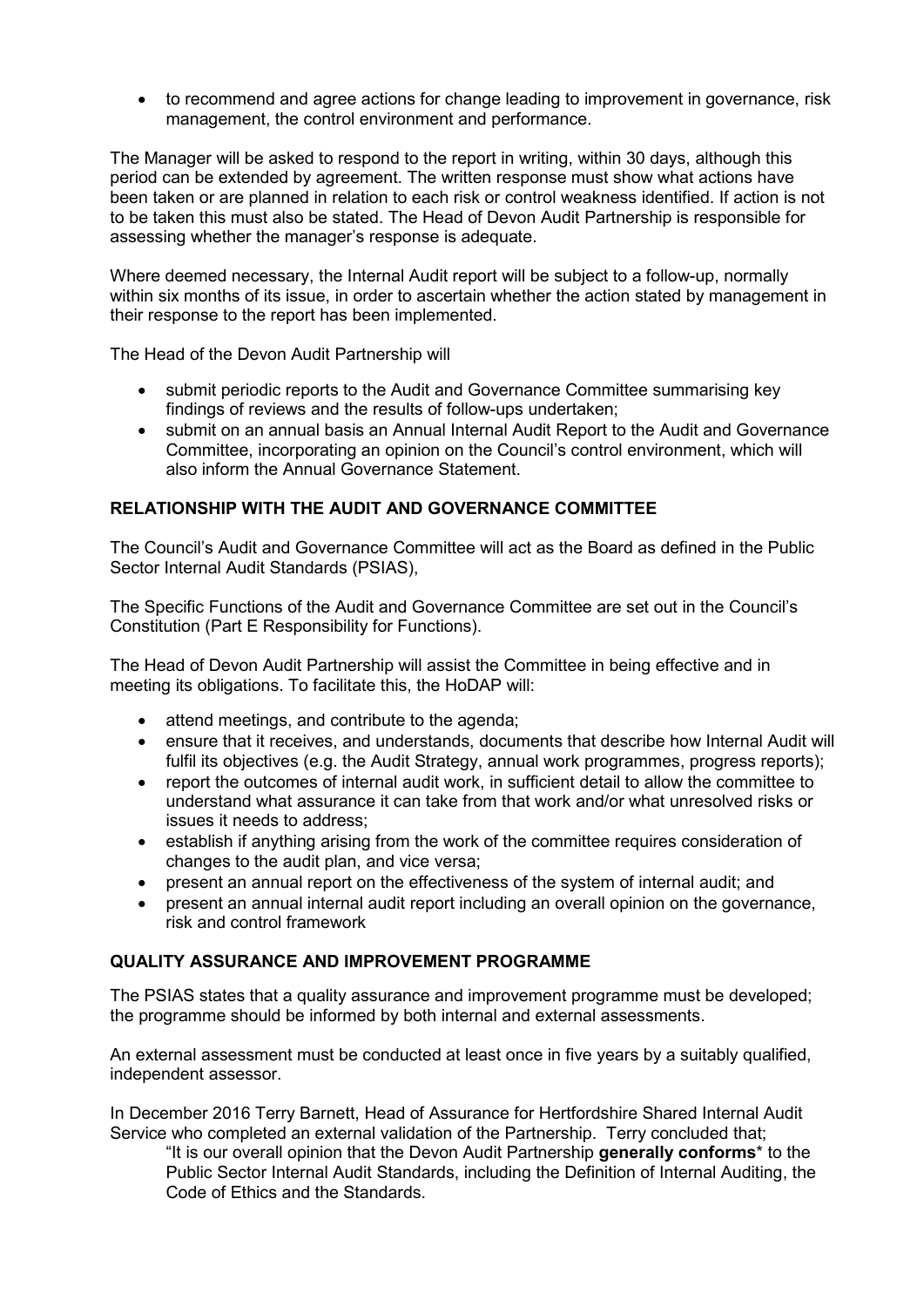- to recommend and agree actions for change leading to improvement in governance, risk management, the control environment and performance.

The Manager will be asked to respond to the report in writing, within 30 days, although this period can be extended by agreement. The written response must show what actions have been taken or are planned in relation to each risk or control weakness identified. If action is not to be taken this must also be stated. The Head of Devon Audit Partnership is responsible for assessing whether the manager's response is adequate.

Where deemed necessary, the Internal Audit report will be subject to a follow-up, normally within six months of its issue, in order to ascertain whether the action stated by management in their response to the report has been implemented.

The Head of the Devon Audit Partnership will

- submit periodic reports to the Audit and Governance Committee summarising key findings of reviews and the results of follow-ups undertaken;
- submit on an annual basis an Annual Internal Audit Report to the Audit and Governance Committee, incorporating an opinion on the Council's control environment, which will also inform the Annual Governance Statement.

**RELATIONSHIP WITH THE AUDIT AND GOVERNANCE COMMITTEE**

The Council's Audit and Governance Committee will act as the Board as defined in the Public Sector Internal Audit Standards (PSIAS),

The Specific Functions of the Audit and Governance Committee are set out in the Council's Constitution (Part E Responsibility for Functions).

The Head of Devon Audit Partnership will assist the Committee in being effective and in meeting its obligations. To facilitate this, the HoDAP will:

- attend meetings, and contribute to the agenda;
- ensure that it receives, and understands, documents that describe how Internal Audit will fulfil its objectives (e.g. the Audit Strategy, annual work programmes, progress reports);
- report the outcomes of internal audit work, in sufficient detail to allow the committee to understand what assurance it can take from that work and/or what unresolved risks or issues it needs to address;
- establish if anything arising from the work of the committee requires consideration of changes to the audit plan, and vice versa;
- present an annual report on the effectiveness of the system of internal audit; and
- present an annual internal audit report including an overall opinion on the governance, risk and control framework

**QUALITY ASSURANCE AND IMPROVEMENT PROGRAMME**

The PSIAS states that a quality assurance and improvement programme must be developed; the programme should be informed by both internal and external assessments.

An external assessment must be conducted at least once in five years by a suitably qualified, independent assessor.

In December 2016 Terry Barnett, Head of Assurance for Hertfordshire Shared Internal Audit Service who completed an external validation of the Partnership. Terry concluded that;

> "It is our overall opinion that the Devon Audit Partnership **generally conforms*** to the Public Sector Internal Audit Standards, including the Definition of Internal Auditing, the Code of Ethics and the Standards.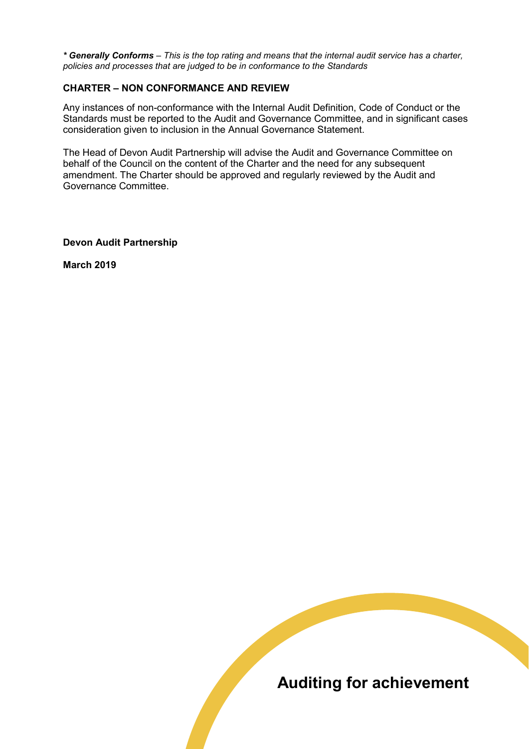***Generally Conforms** – This is the top rating and means that the internal audit service has a charter, policies and processes that are judged to be in conformance to the Standards*

**CHARTER – NON CONFORMANCE AND REVIEW**

Any instances of non-conformance with the Internal Audit Definition, Code of Conduct or the Standards must be reported to the Audit and Governance Committee, and in significant cases consideration given to inclusion in the Annual Governance Statement.

The Head of Devon Audit Partnership will advise the Audit and Governance Committee on behalf of the Council on the content of the Charter and the need for any subsequent amendment. The Charter should be approved and regularly reviewed by the Audit and Governance Committee.

**Devon Audit Partnership**

**March 2019**

**Auditing for achievement**